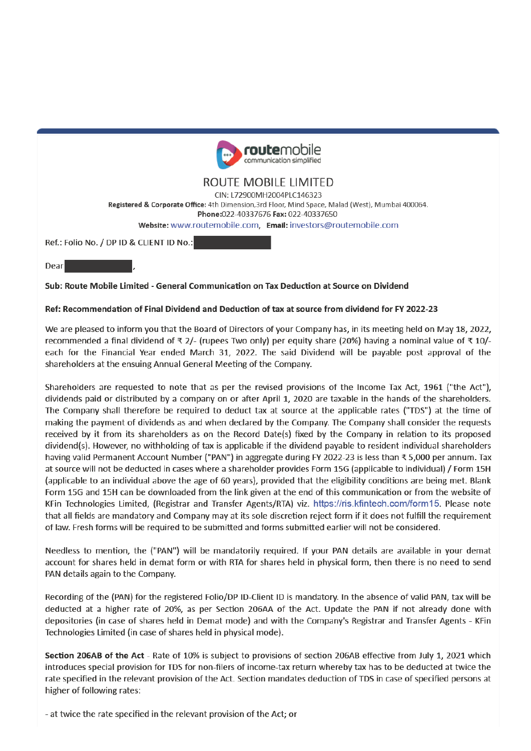# ROUTE MOBILE LIMITED

CIN: L72900MH2004PLC146323

**Registered & Corporate Office:** 4th Dimension,3rd Floor, Mind Space, Malad (West), Mumbai 400064.

**Phone:**022-40337676 **Fax:** 022-40337650

**Website:** www.routemobile.com, **Email:** investors@routemobile.com

Ref.: Folio No. / DP ID & CLIENT ID No.:

Dear ,

**Sub: Route Mobile Limited - General Communication on Tax Deduction at Source on Dividend**

**Ref: Recommendation of Final Dividend and Deduction of tax at source from dividend for FY 2022-23**

We are pleased to inform you that the Board of Directors of your Company has, in its meeting held on May 18, 2022, recommended a final dividend of ₹ 2/- (rupees Two only) per equity share (20%) having a nominal value of ₹ 10/- each for the Financial Year ended March 31, 2022. The said Dividend will be payable post approval of the shareholders at the ensuing Annual General Meeting of the Company.

Shareholders are requested to note that as per the revised provisions of the Income Tax Act, 1961 ("the Act"), dividends paid or distributed by a company on or after April 1, 2020 are taxable in the hands of the shareholders. The Company shall therefore be required to deduct tax at source at the applicable rates ("TDS") at the time of making the payment of dividends as and when declared by the Company. The Company shall consider the requests received by it from its shareholders as on the Record Date(s) fixed by the Company in relation to its proposed dividend(s). However, no withholding of tax is applicable if the dividend payable to resident individual shareholders having valid Permanent Account Number ("PAN") in aggregate during FY 2022-23 is less than ₹ 5,000 per annum. Tax at source will not be deducted in cases where a shareholder provides Form 15G (applicable to individual) / Form 15H (applicable to an individual above the age of 60 years), provided that the eligibility conditions are being met. Blank Form 15G and 15H can be downloaded from the link given at the end of this communication or from the website of KFin Technologies Limited, (Registrar and Transfer Agents/RTA) viz. https://ris.kfintech.com/form15. Please note that all fields are mandatory and Company may at its sole discretion reject form if it does not fulfill the requirement of law. Fresh forms will be required to be submitted and forms submitted earlier will not be considered.

Needless to mention, the ("PAN") will be mandatorily required. If your PAN details are available in your demat account for shares held in demat form or with RTA for shares held in physical form, then there is no need to send PAN details again to the Company.

Recording of the (PAN) for the registered Folio/DP ID-Client ID is mandatory. In the absence of valid PAN, tax will be deducted at a higher rate of 20%, as per Section 206AA of the Act. Update the PAN if not already done with depositories (in case of shares held in Demat mode) and with the Company's Registrar and Transfer Agents - KFin Technologies Limited (in case of shares held in physical mode).

**Section 206AB of the Act** - Rate of 10% is subject to provisions of section 206AB effective from July 1, 2021 which introduces special provision for TDS for non-filers of income-tax return whereby tax has to be deducted at twice the rate specified in the relevant provision of the Act. Section mandates deduction of TDS in case of specified persons at higher of following rates:

- at twice the rate specified in the relevant provision of the Act; or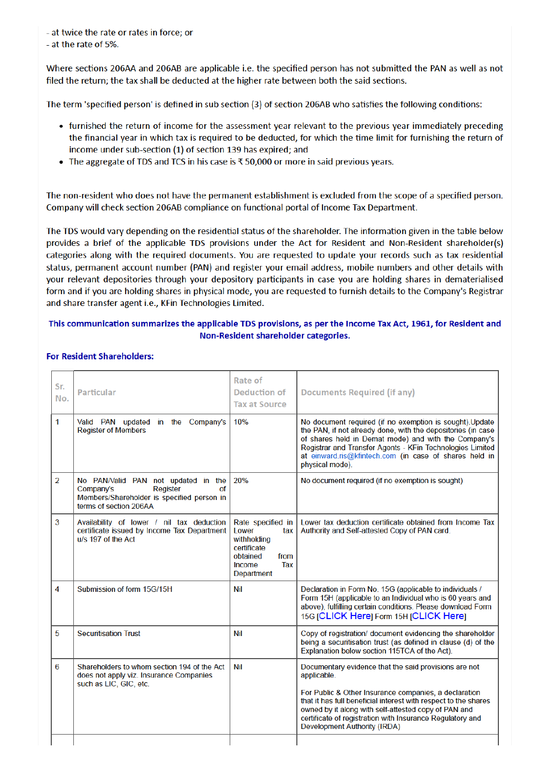- at twice the rate or rates in force; or
- at the rate of 5%.

Where sections 206AA and 206AB are applicable i.e. the specified person has not submitted the PAN as well as not filed the return; the tax shall be deducted at the higher rate between both the said sections.

The term 'specified person' is defined in sub section (3) of section 206AB who satisfies the following conditions:

- furnished the return of income for the assessment year relevant to the previous year immediately preceding the financial year in which tax is required to be deducted, for which the time limit for furnishing the return of income under sub-section (1) of section 139 has expired; and
- The aggregate of TDS and TCS in his case is ₹ 50,000 or more in said previous years.

The non-resident who does not have the permanent establishment is excluded from the scope of a specified person. Company will check section 206AB compliance on functional portal of Income Tax Department.

The TDS would vary depending on the residential status of the shareholder. The information given in the table below provides a brief of the applicable TDS provisions under the Act for Resident and Non-Resident shareholder(s) categories along with the required documents. You are requested to update your records such as tax residential status, permanent account number (PAN) and register your email address, mobile numbers and other details with your relevant depositories through your depository participants in case you are holding shares in dematerialised form and if you are holding shares in physical mode, you are requested to furnish details to the Company's Registrar and share transfer agent i.e., KFin Technologies Limited.

**This communication summarizes the applicable TDS provisions, as per the Income Tax Act, 1961, for Resident and Non-Resident shareholder categories.**

**For Resident Shareholders:**

| Sr. No. | Particular | Rate of Deduction of Tax at Source | Documents Required (if any) |
|---|---|---|---|
| 1 | Valid PAN updated in the Company's Register of Members | 10% | No document required (if no exemption is sought).Update the PAN, if not already done, with the depositories (in case of shares held in Demat mode) and with the Company's Registrar and Transfer Agents - KFin Technologies Limited at einward.ris@kfintech.com (in case of shares held in physical mode). |
| 2 | No PAN/Valid PAN not updated in the Company's Register of Members/Shareholder is specified person in terms of section 206AA | 20% | No document required (if no exemption is sought) |
| 3 | Availability of lower / nil tax deduction certificate issued by Income Tax Department u/s 197 of the Act | Rate specified in Lower tax withholding certificate obtained from Income Tax Department | Lower tax deduction certificate obtained from Income Tax Authority and Self-attested Copy of PAN card. |
| 4 | Submission of form 15G/15H | Nil | Declaration in Form No. 15G (applicable to individuals / Form 15H (applicable to an Individual who is 60 years and above), fulfilling certain conditions. Please download Form 15G [CLICK Here] Form 15H [CLICK Here] |
| 5 | Securitisation Trust | Nil | Copy of registration/ document evidencing the shareholder being a securitisation trust (as defined in clause (d) of the Explanation below section 115TCA of the Act). |
| 6 | Shareholders to whom section 194 of the Act does not apply viz. Insurance Companies such as LIC, GIC, etc. | Nil | Documentary evidence that the said provisions are not applicable.<br><br>For Public & Other Insurance companies, a declaration that it has full beneficial interest with respect to the shares owned by it along with self-attested copy of PAN and certificate of registration with Insurance Regulatory and Development Authority (IRDA) |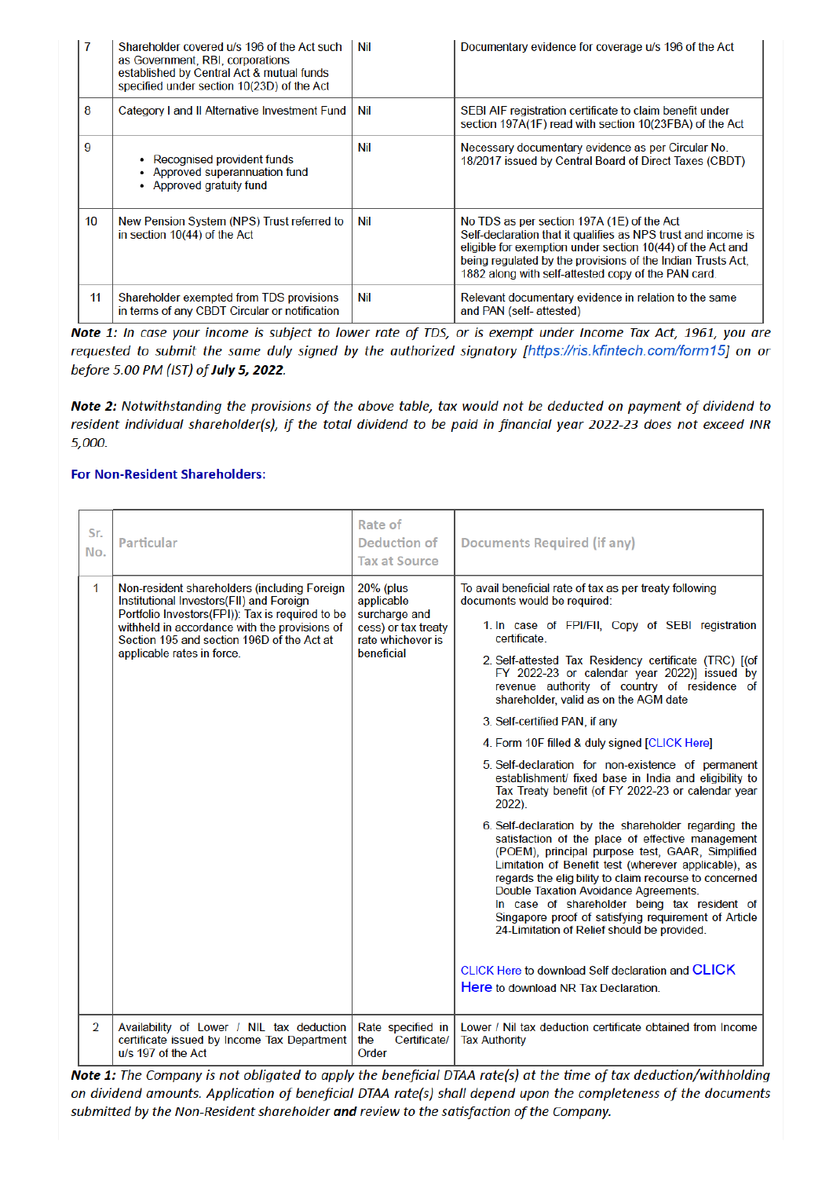| | | | |
|---|---|---|---|
| 7 | Shareholder covered u/s 196 of the Act such as Government, RBI, corporations established by Central Act & mutual funds specified under section 10(23D) of the Act | Nil | Documentary evidence for coverage u/s 196 of the Act |
| 8 | Category I and II Alternative Investment Fund | Nil | SEBI AIF registration certificate to claim benefit under section 197A(1F) read with section 10(23FBA) of the Act |
| 9 | • Recognised provident funds<br>• Approved superannuation fund<br>• Approved gratuity fund | Nil | Necessary documentary evidence as per Circular No. 18/2017 issued by Central Board of Direct Taxes (CBDT) |
| 10 | New Pension System (NPS) Trust referred to in section 10(44) of the Act | Nil | No TDS as per section 197A (1E) of the Act<br>Self-declaration that it qualifies as NPS trust and income is eligible for exemption under section 10(44) of the Act and being regulated by the provisions of the Indian Trusts Act, 1882 along with self-attested copy of the PAN card. |
| 11 | Shareholder exempted from TDS provisions in terms of any CBDT Circular or notification | Nil | Relevant documentary evidence in relation to the same and PAN (self- attested) |

***Note 1:*** *In case your income is subject to lower rate of TDS, or is exempt under Income Tax Act, 1961, you are requested to submit the same duly signed by the authorized signatory [https://ris.kfintech.com/form15] on or before 5.00 PM (IST) of **July 5, 2022**.*

***Note 2:*** *Notwithstanding the provisions of the above table, tax would not be deducted on payment of dividend to resident individual shareholder(s), if the total dividend to be paid in financial year 2022-23 does not exceed INR 5,000.*

**For Non-Resident Shareholders:**

| Sr. No. | Particular | Rate of Deduction of Tax at Source | Documents Required (if any) |
|---|---|---|---|
| 1 | Non-resident shareholders (including Foreign Institutional Investors(FII) and Foreign Portfolio Investors(FPI)): Tax is required to be withheld in accordance with the provisions of Section 195 and section 196D of the Act at applicable rates in force. | 20% (plus applicable surcharge and cess) or tax treaty rate whichever is beneficial | To avail beneficial rate of tax as per treaty following documents would be required:<br>1. In case of FPI/FII, Copy of SEBI registration certificate.<br>2. Self-attested Tax Residency certificate (TRC) [(of FY 2022-23 or calendar year 2022)] issued by revenue authority of country of residence of shareholder, valid as on the AGM date<br>3. Self-certified PAN, if any<br>4. Form 10F filled & duly signed [CLICK Here]<br>5. Self-declaration for non-existence of permanent establishment/ fixed base in India and eligibility to Tax Treaty benefit (of FY 2022-23 or calendar year 2022).<br>6. Self-declaration by the shareholder regarding the satisfaction of the place of effective management (POEM), principal purpose test, GAAR, Simplified Limitation of Benefit test (wherever applicable), as regards the elig bility to claim recourse to concerned Double Taxation Avoidance Agreements.<br>In case of shareholder being tax resident of Singapore proof of satisfying requirement of Article 24-Limitation of Relief should be provided.<br><br>CLICK Here to download Self declaration and CLICK Here to download NR Tax Declaration. |
| 2 | Availability of Lower / NIL tax deduction certificate issued by Income Tax Department u/s 197 of the Act | Rate specified in the Certificate/ Order | Lower / Nil tax deduction certificate obtained from Income Tax Authority |

***Note 1:*** *The Company is not obligated to apply the beneficial DTAA rate(s) at the time of tax deduction/withholding on dividend amounts. Application of beneficial DTAA rate(s) shall depend upon the completeness of the documents submitted by the Non-Resident shareholder **and** review to the satisfaction of the Company.*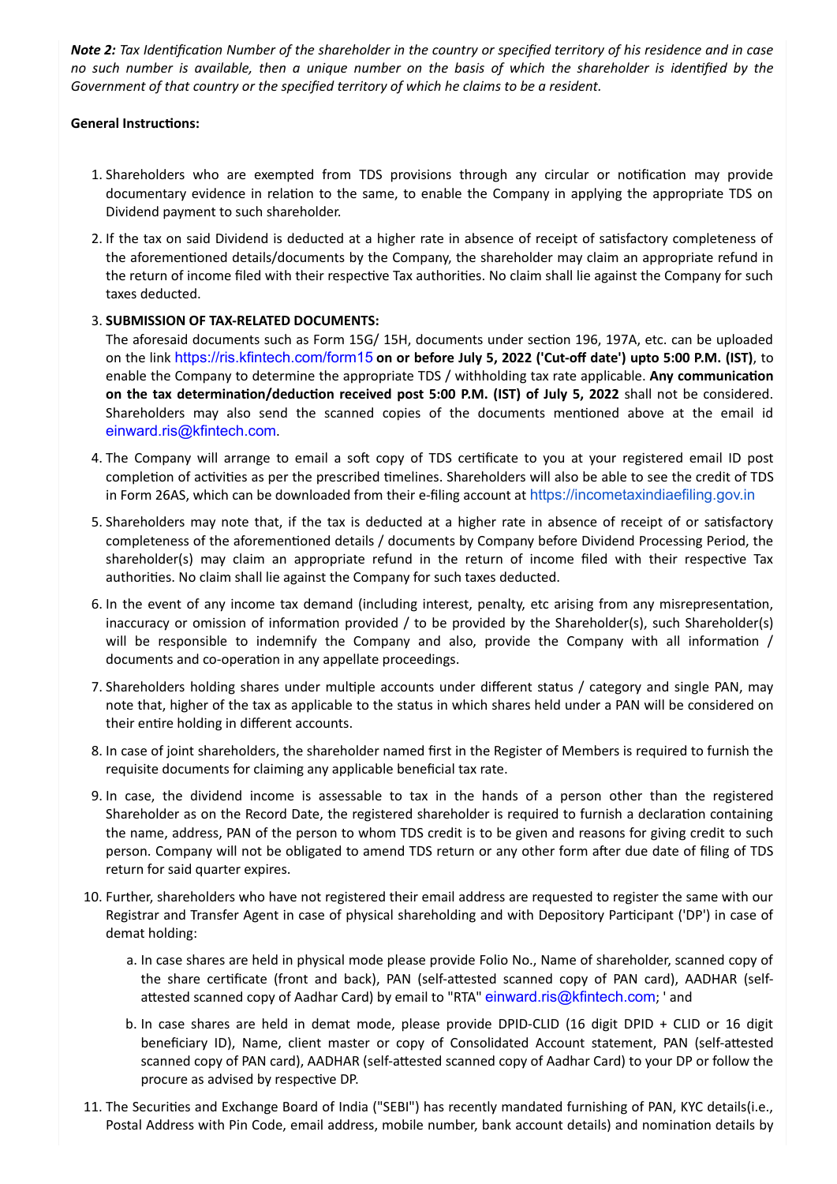***Note 2:*** *Tax Identification Number of the shareholder in the country or specified territory of his residence and in case no such number is available, then a unique number on the basis of which the shareholder is identified by the Government of that country or the specified territory of which he claims to be a resident.*

**General Instructions:**

1. Shareholders who are exempted from TDS provisions through any circular or notification may provide documentary evidence in relation to the same, to enable the Company in applying the appropriate TDS on Dividend payment to such shareholder.
2. If the tax on said Dividend is deducted at a higher rate in absence of receipt of satisfactory completeness of the aforementioned details/documents by the Company, the shareholder may claim an appropriate refund in the return of income filed with their respective Tax authorities. No claim shall lie against the Company for such taxes deducted.
3. **SUBMISSION OF TAX-RELATED DOCUMENTS:**
   The aforesaid documents such as Form 15G/ 15H, documents under section 196, 197A, etc. can be uploaded on the link https://ris.kfintech.com/form15 **on or before July 5, 2022 ('Cut-off date') upto 5:00 P.M. (IST)**, to enable the Company to determine the appropriate TDS / withholding tax rate applicable. **Any communication on the tax determination/deduction received post 5:00 P.M. (IST) of July 5, 2022** shall not be considered. Shareholders may also send the scanned copies of the documents mentioned above at the email id einward.ris@kfintech.com.
4. The Company will arrange to email a soft copy of TDS certificate to you at your registered email ID post completion of activities as per the prescribed timelines. Shareholders will also be able to see the credit of TDS in Form 26AS, which can be downloaded from their e-filing account at https://incometaxindiaefiling.gov.in
5. Shareholders may note that, if the tax is deducted at a higher rate in absence of receipt of or satisfactory completeness of the aforementioned details / documents by Company before Dividend Processing Period, the shareholder(s) may claim an appropriate refund in the return of income filed with their respective Tax authorities. No claim shall lie against the Company for such taxes deducted.
6. In the event of any income tax demand (including interest, penalty, etc arising from any misrepresentation, inaccuracy or omission of information provided / to be provided by the Shareholder(s), such Shareholder(s) will be responsible to indemnify the Company and also, provide the Company with all information / documents and co-operation in any appellate proceedings.
7. Shareholders holding shares under multiple accounts under different status / category and single PAN, may note that, higher of the tax as applicable to the status in which shares held under a PAN will be considered on their entire holding in different accounts.
8. In case of joint shareholders, the shareholder named first in the Register of Members is required to furnish the requisite documents for claiming any applicable beneficial tax rate.
9. In case, the dividend income is assessable to tax in the hands of a person other than the registered Shareholder as on the Record Date, the registered shareholder is required to furnish a declaration containing the name, address, PAN of the person to whom TDS credit is to be given and reasons for giving credit to such person. Company will not be obligated to amend TDS return or any other form after due date of filing of TDS return for said quarter expires.
10. Further, shareholders who have not registered their email address are requested to register the same with our Registrar and Transfer Agent in case of physical shareholding and with Depository Participant ('DP') in case of demat holding:
    a. In case shares are held in physical mode please provide Folio No., Name of shareholder, scanned copy of the share certificate (front and back), PAN (self-attested scanned copy of PAN card), AADHAR (self-attested scanned copy of Aadhar Card) by email to "RTA" einward.ris@kfintech.com; ' and
    b. In case shares are held in demat mode, please provide DPID-CLID (16 digit DPID + CLID or 16 digit beneficiary ID), Name, client master or copy of Consolidated Account statement, PAN (self-attested scanned copy of PAN card), AADHAR (self-attested scanned copy of Aadhar Card) to your DP or follow the procure as advised by respective DP.
11. The Securities and Exchange Board of India ("SEBI") has recently mandated furnishing of PAN, KYC details(i.e., Postal Address with Pin Code, email address, mobile number, bank account details) and nomination details by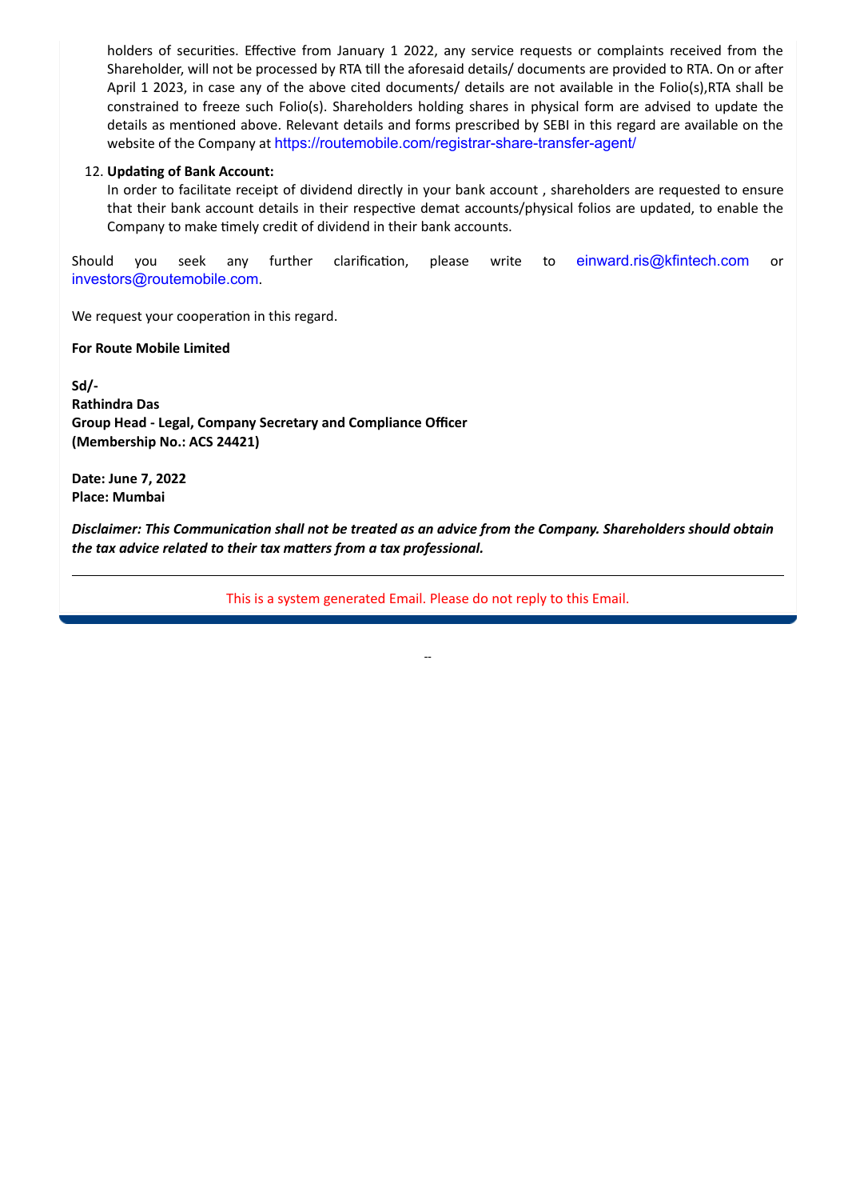holders of securities. Effective from January 1 2022, any service requests or complaints received from the Shareholder, will not be processed by RTA till the aforesaid details/ documents are provided to RTA. On or after April 1 2023, in case any of the above cited documents/ details are not available in the Folio(s),RTA shall be constrained to freeze such Folio(s). Shareholders holding shares in physical form are advised to update the details as mentioned above. Relevant details and forms prescribed by SEBI in this regard are available on the website of the Company at https://routemobile.com/registrar-share-transfer-agent/

12. **Updating of Bank Account:**
    In order to facilitate receipt of dividend directly in your bank account , shareholders are requested to ensure that their bank account details in their respective demat accounts/physical folios are updated, to enable the Company to make timely credit of dividend in their bank accounts.

Should you seek any further clarification, please write to einward.ris@kfintech.com or investors@routemobile.com.

We request your cooperation in this regard.

**For Route Mobile Limited**

**Sd/-**
**Rathindra Das**
**Group Head - Legal, Company Secretary and Compliance Officer**
**(Membership No.: ACS 24421)**

**Date: June 7, 2022**
**Place: Mumbai**

***Disclaimer: This Communication shall not be treated as an advice from the Company. Shareholders should obtain the tax advice related to their tax matters from a tax professional.***

---

This is a system generated Email. Please do not reply to this Email.

--